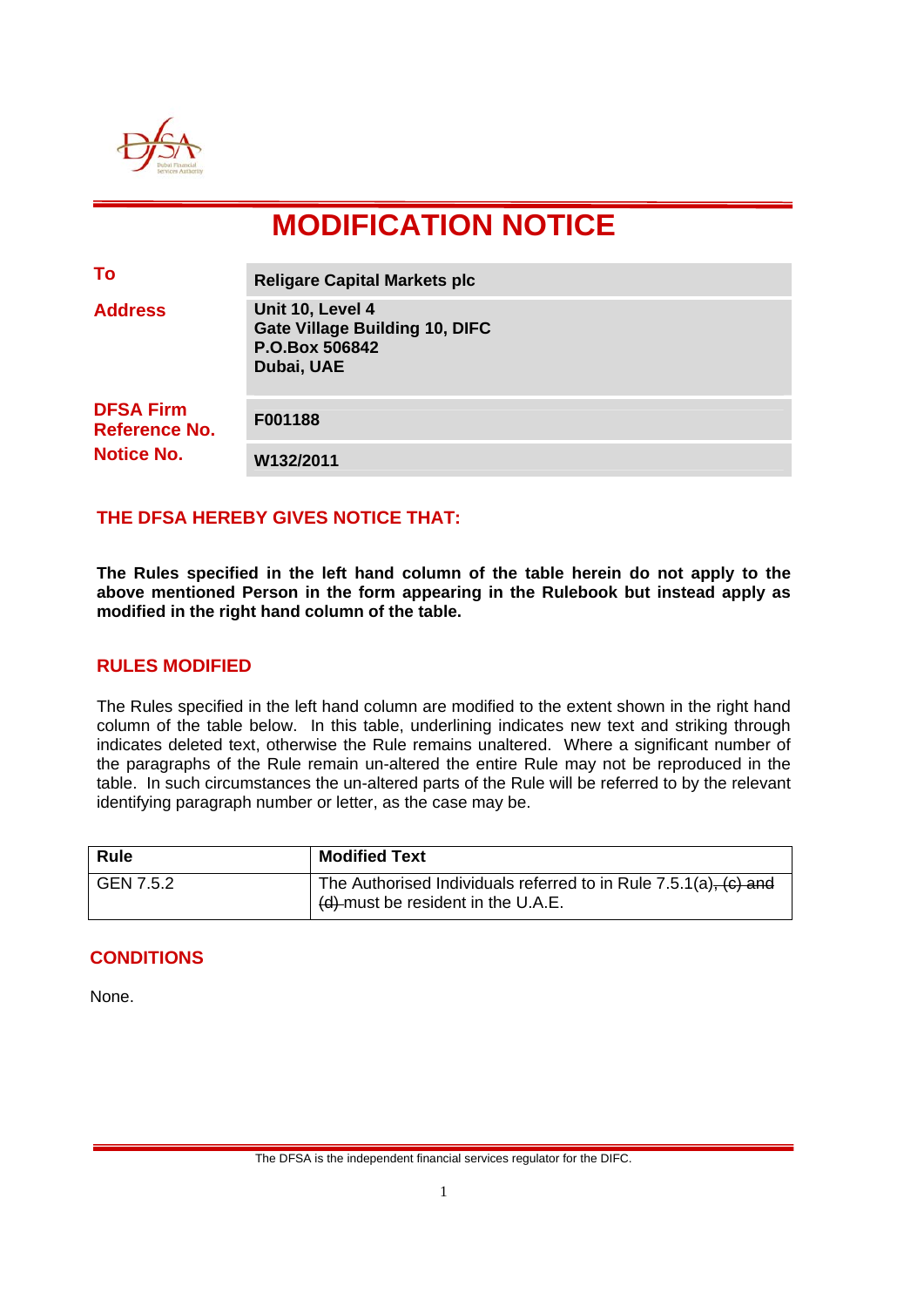# MODIFICATION NOTICE

| | |
|---|---|
| **To** | **Religare Capital Markets plc** |
| **Address** | **Unit 10, Level 4**<br>**Gate Village Building 10, DIFC**<br>**P.O.Box 506842**<br>**Dubai, UAE** |
| **DFSA Firm Reference No.** | **F001188** |
| **Notice No.** | **W132/2011** |

## THE DFSA HEREBY GIVES NOTICE THAT:

**The Rules specified in the left hand column of the table herein do not apply to the above mentioned Person in the form appearing in the Rulebook but instead apply as modified in the right hand column of the table.**

## RULES MODIFIED

The Rules specified in the left hand column are modified to the extent shown in the right hand column of the table below. In this table, underlining indicates new text and striking through indicates deleted text, otherwise the Rule remains unaltered. Where a significant number of the paragraphs of the Rule remain un-altered the entire Rule may not be reproduced in the table. In such circumstances the un-altered parts of the Rule will be referred to by the relevant identifying paragraph number or letter, as the case may be.

| Rule | Modified Text |
|---|---|
| GEN 7.5.2 | The Authorised Individuals referred to in Rule 7.5.1(a)~~, (c) and (d)~~ must be resident in the U.A.E. |

## CONDITIONS

None.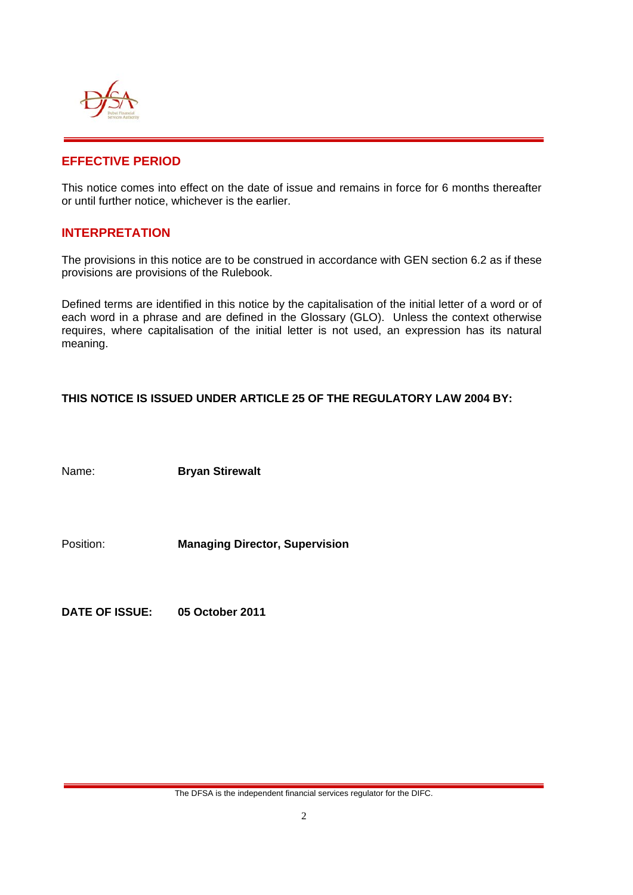## EFFECTIVE PERIOD

This notice comes into effect on the date of issue and remains in force for 6 months thereafter or until further notice, whichever is the earlier.

## INTERPRETATION

The provisions in this notice are to be construed in accordance with GEN section 6.2 as if these provisions are provisions of the Rulebook.

Defined terms are identified in this notice by the capitalisation of the initial letter of a word or of each word in a phrase and are defined in the Glossary (GLO). Unless the context otherwise requires, where capitalisation of the initial letter is not used, an expression has its natural meaning.

**THIS NOTICE IS ISSUED UNDER ARTICLE 25 OF THE REGULATORY LAW 2004 BY:**

Name: **Bryan Stirewalt**

Position: **Managing Director, Supervision**

**DATE OF ISSUE: 05 October 2011**

The DFSA is the independent financial services regulator for the DIFC.